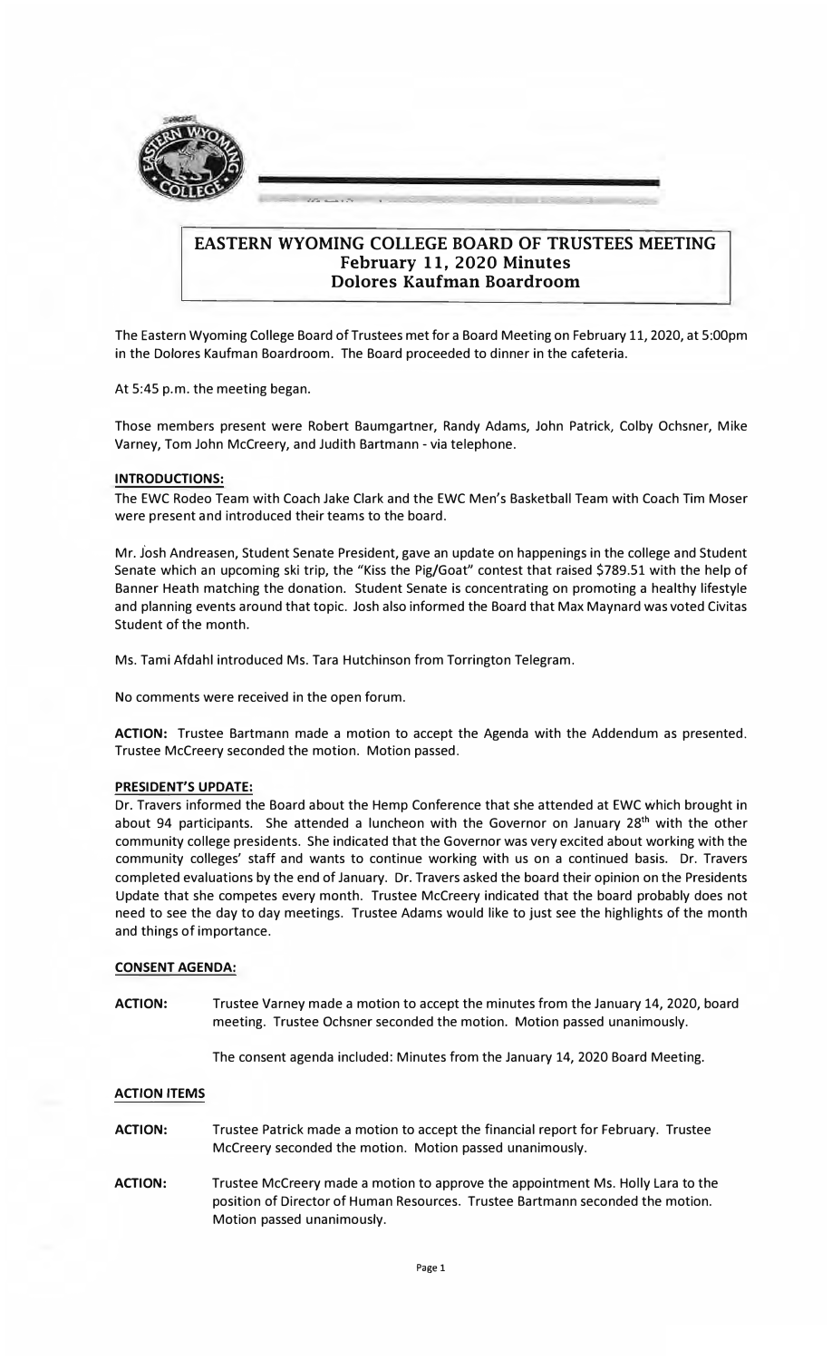# EASTERN WYOMING COLLEGE BOARD OF TRUSTEES MEETING
## February 11, 2020 Minutes
## Dolores Kaufman Boardroom

The Eastern Wyoming College Board of Trustees met for a Board Meeting on February 11, 2020, at 5:00pm in the Dolores Kaufman Boardroom. The Board proceeded to dinner in the cafeteria.

At 5:45 p.m. the meeting began.

Those members present were Robert Baumgartner, Randy Adams, John Patrick, Colby Ochsner, Mike Varney, Tom John McCreery, and Judith Bartmann - via telephone.

**INTRODUCTIONS:**

The EWC Rodeo Team with Coach Jake Clark and the EWC Men's Basketball Team with Coach Tim Moser were present and introduced their teams to the board.

Mr. Josh Andreasen, Student Senate President, gave an update on happenings in the college and Student Senate which an upcoming ski trip, the "Kiss the Pig/Goat" contest that raised $789.51 with the help of Banner Heath matching the donation. Student Senate is concentrating on promoting a healthy lifestyle and planning events around that topic. Josh also informed the Board that Max Maynard was voted Civitas Student of the month.

Ms. Tami Afdahl introduced Ms. Tara Hutchinson from Torrington Telegram.

No comments were received in the open forum.

**ACTION:** Trustee Bartmann made a motion to accept the Agenda with the Addendum as presented. Trustee McCreery seconded the motion. Motion passed.

**PRESIDENT'S UPDATE:**

Dr. Travers informed the Board about the Hemp Conference that she attended at EWC which brought in about 94 participants. She attended a luncheon with the Governor on January 28th with the other community college presidents. She indicated that the Governor was very excited about working with the community colleges' staff and wants to continue working with us on a continued basis. Dr. Travers completed evaluations by the end of January. Dr. Travers asked the board their opinion on the Presidents Update that she competes every month. Trustee McCreery indicated that the board probably does not need to see the day to day meetings. Trustee Adams would like to just see the highlights of the month and things of importance.

**CONSENT AGENDA:**

**ACTION:** Trustee Varney made a motion to accept the minutes from the January 14, 2020, board meeting. Trustee Ochsner seconded the motion. Motion passed unanimously.

The consent agenda included: Minutes from the January 14, 2020 Board Meeting.

**ACTION ITEMS**

**ACTION:** Trustee Patrick made a motion to accept the financial report for February. Trustee McCreery seconded the motion. Motion passed unanimously.

**ACTION:** Trustee McCreery made a motion to approve the appointment Ms. Holly Lara to the position of Director of Human Resources. Trustee Bartmann seconded the motion. Motion passed unanimously.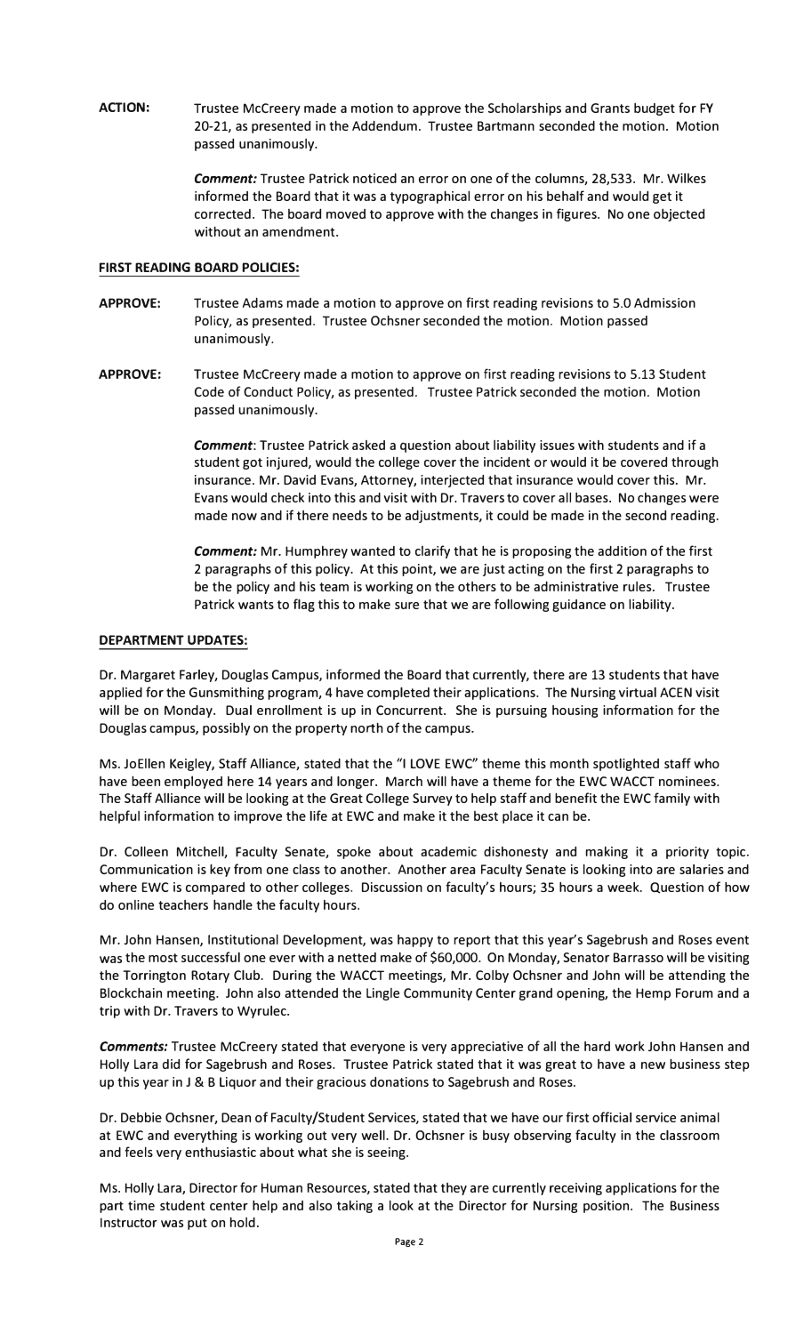**ACTION:** Trustee McCreery made a motion to approve the Scholarships and Grants budget for FY 20-21, as presented in the Addendum. Trustee Bartmann seconded the motion. Motion passed unanimously.

***Comment:*** Trustee Patrick noticed an error on one of the columns, 28,533. Mr. Wilkes informed the Board that it was a typographical error on his behalf and would get it corrected. The board moved to approve with the changes in figures. No one objected without an amendment.

**FIRST READING BOARD POLICIES:**

**APPROVE:** Trustee Adams made a motion to approve on first reading revisions to 5.0 Admission Policy, as presented. Trustee Ochsner seconded the motion. Motion passed unanimously.

**APPROVE:** Trustee McCreery made a motion to approve on first reading revisions to 5.13 Student Code of Conduct Policy, as presented. Trustee Patrick seconded the motion. Motion passed unanimously.

***Comment***: Trustee Patrick asked a question about liability issues with students and if a student got injured, would the college cover the incident or would it be covered through insurance. Mr. David Evans, Attorney, interjected that insurance would cover this. Mr. Evans would check into this and visit with Dr. Travers to cover all bases. No changes were made now and if there needs to be adjustments, it could be made in the second reading.

***Comment:*** Mr. Humphrey wanted to clarify that he is proposing the addition of the first 2 paragraphs of this policy. At this point, we are just acting on the first 2 paragraphs to be the policy and his team is working on the others to be administrative rules. Trustee Patrick wants to flag this to make sure that we are following guidance on liability.

**DEPARTMENT UPDATES:**

Dr. Margaret Farley, Douglas Campus, informed the Board that currently, there are 13 students that have applied for the Gunsmithing program, 4 have completed their applications. The Nursing virtual ACEN visit will be on Monday. Dual enrollment is up in Concurrent. She is pursuing housing information for the Douglas campus, possibly on the property north of the campus.

Ms. JoEllen Keigley, Staff Alliance, stated that the "I LOVE EWC" theme this month spotlighted staff who have been employed here 14 years and longer. March will have a theme for the EWC WACCT nominees. The Staff Alliance will be looking at the Great College Survey to help staff and benefit the EWC family with helpful information to improve the life at EWC and make it the best place it can be.

Dr. Colleen Mitchell, Faculty Senate, spoke about academic dishonesty and making it a priority topic. Communication is key from one class to another. Another area Faculty Senate is looking into are salaries and where EWC is compared to other colleges. Discussion on faculty's hours; 35 hours a week. Question of how do online teachers handle the faculty hours.

Mr. John Hansen, Institutional Development, was happy to report that this year's Sagebrush and Roses event was the most successful one ever with a netted make of $60,000. On Monday, Senator Barrasso will be visiting the Torrington Rotary Club. During the WACCT meetings, Mr. Colby Ochsner and John will be attending the Blockchain meeting. John also attended the Lingle Community Center grand opening, the Hemp Forum and a trip with Dr. Travers to Wyrulec.

***Comments:*** Trustee McCreery stated that everyone is very appreciative of all the hard work John Hansen and Holly Lara did for Sagebrush and Roses. Trustee Patrick stated that it was great to have a new business step up this year in J & B Liquor and their gracious donations to Sagebrush and Roses.

Dr. Debbie Ochsner, Dean of Faculty/Student Services, stated that we have our first official service animal at EWC and everything is working out very well. Dr. Ochsner is busy observing faculty in the classroom and feels very enthusiastic about what she is seeing.

Ms. Holly Lara, Director for Human Resources, stated that they are currently receiving applications for the part time student center help and also taking a look at the Director for Nursing position. The Business Instructor was put on hold.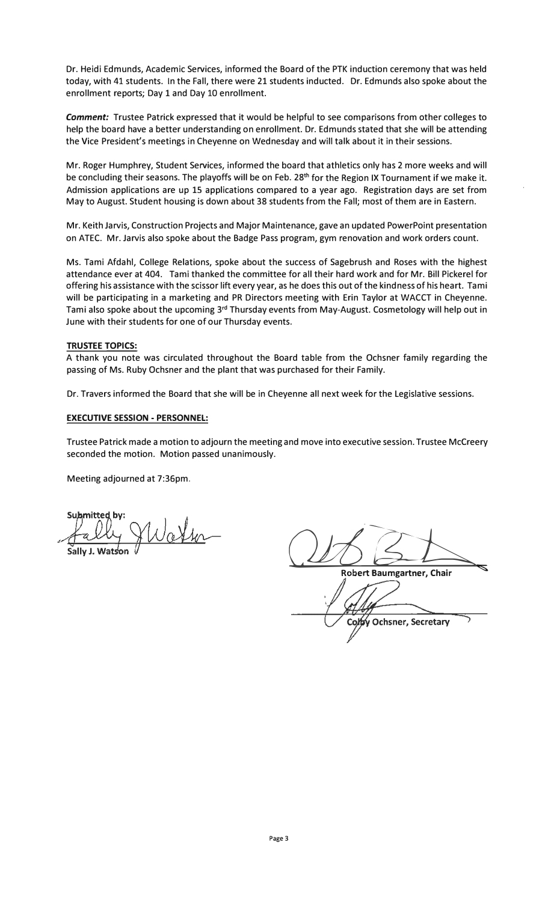Dr. Heidi Edmunds, Academic Services, informed the Board of the PTK induction ceremony that was held today, with 41 students. In the Fall, there were 21 students inducted. Dr. Edmunds also spoke about the enrollment reports; Day 1 and Day 10 enrollment.

***Comment:*** Trustee Patrick expressed that it would be helpful to see comparisons from other colleges to help the board have a better understanding on enrollment. Dr. Edmunds stated that she will be attending the Vice President's meetings in Cheyenne on Wednesday and will talk about it in their sessions.

Mr. Roger Humphrey, Student Services, informed the board that athletics only has 2 more weeks and will be concluding their seasons. The playoffs will be on Feb. 28th for the Region IX Tournament if we make it. Admission applications are up 15 applications compared to a year ago. Registration days are set from May to August. Student housing is down about 38 students from the Fall; most of them are in Eastern.

Mr. Keith Jarvis, Construction Projects and Major Maintenance, gave an updated PowerPoint presentation on ATEC. Mr. Jarvis also spoke about the Badge Pass program, gym renovation and work orders count.

Ms. Tami Afdahl, College Relations, spoke about the success of Sagebrush and Roses with the highest attendance ever at 404. Tami thanked the committee for all their hard work and for Mr. Bill Pickerel for offering his assistance with the scissor lift every year, as he does this out of the kindness of his heart. Tami will be participating in a marketing and PR Directors meeting with Erin Taylor at WACCT in Cheyenne. Tami also spoke about the upcoming 3rd Thursday events from May-August. Cosmetology will help out in June with their students for one of our Thursday events.

**TRUSTEE TOPICS:**

A thank you note was circulated throughout the Board table from the Ochsner family regarding the passing of Ms. Ruby Ochsner and the plant that was purchased for their Family.

Dr. Travers informed the Board that she will be in Cheyenne all next week for the Legislative sessions.

**EXECUTIVE SESSION - PERSONNEL:**

Trustee Patrick made a motion to adjourn the meeting and move into executive session. Trustee McCreery seconded the motion. Motion passed unanimously.

Meeting adjourned at 7:36pm.

**Submitted by:**

**Sally J. Watson**

**Robert Baumgartner, Chair**

**Colby Ochsner, Secretary**